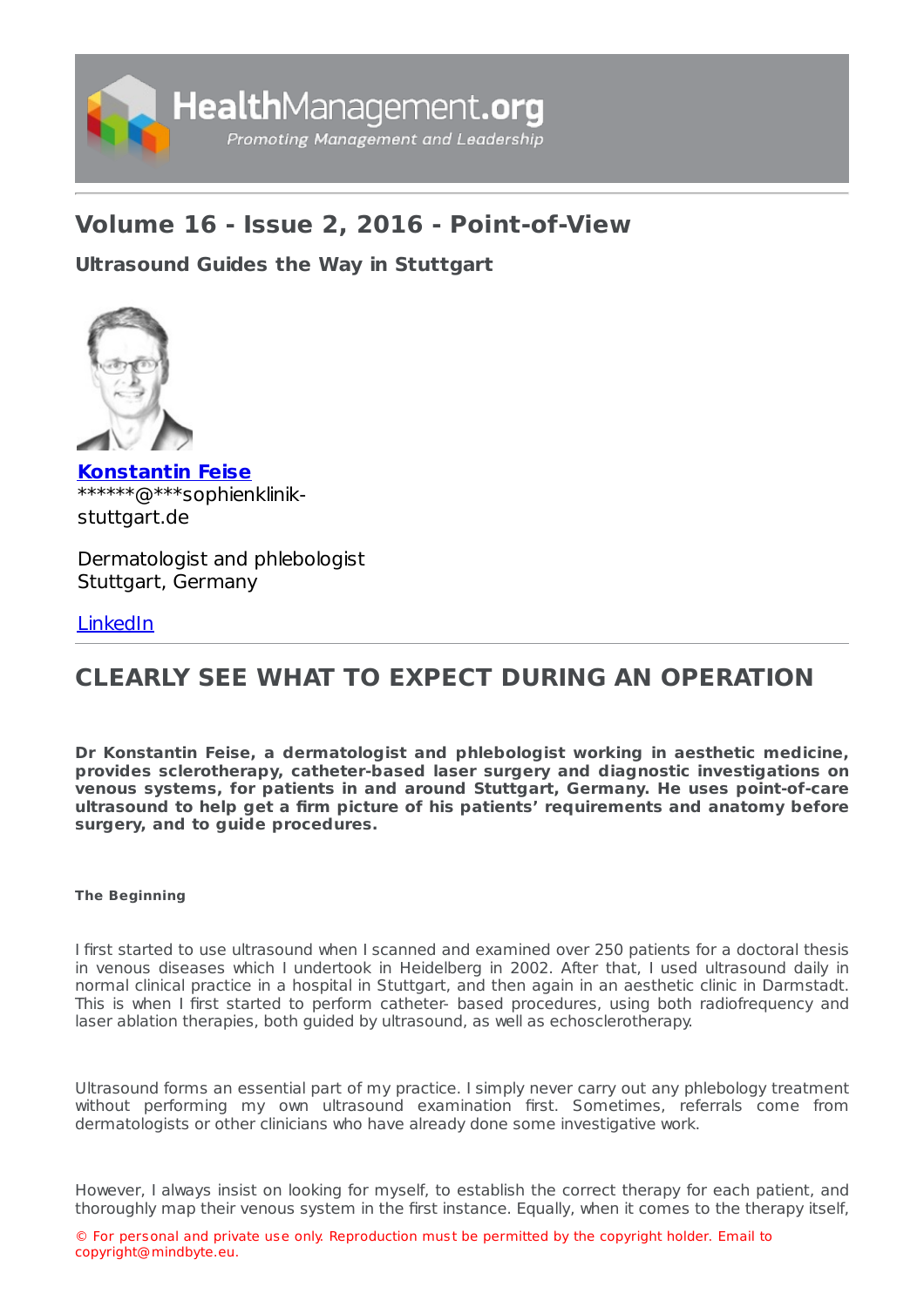# Volume 16 - Issue 2, 2016 - Point-of-View

### Ultrasound Guides the Way in Stuttgart

**Konstantin Feise**
******@***sophienklinik-stuttgart.de

Dermatologist and phlebologist
Stuttgart, Germany

LinkedIn

## CLEARLY SEE WHAT TO EXPECT DURING AN OPERATION

**Dr Konstantin Feise, a dermatologist and phlebologist working in aesthetic medicine, provides sclerotherapy, catheter-based laser surgery and diagnostic investigations on venous systems, for patients in and around Stuttgart, Germany. He uses point-of-care ultrasound to help get a firm picture of his patients' requirements and anatomy before surgery, and to guide procedures.**

**The Beginning**

I first started to use ultrasound when I scanned and examined over 250 patients for a doctoral thesis in venous diseases which I undertook in Heidelberg in 2002. After that, I used ultrasound daily in normal clinical practice in a hospital in Stuttgart, and then again in an aesthetic clinic in Darmstadt. This is when I first started to perform catheter- based procedures, using both radiofrequency and laser ablation therapies, both guided by ultrasound, as well as echosclerotherapy.

Ultrasound forms an essential part of my practice. I simply never carry out any phlebology treatment without performing my own ultrasound examination first. Sometimes, referrals come from dermatologists or other clinicians who have already done some investigative work.

However, I always insist on looking for myself, to establish the correct therapy for each patient, and thoroughly map their venous system in the first instance. Equally, when it comes to the therapy itself,

© For personal and private use only. Reproduction must be permitted by the copyright holder. Email to copyright@mindbyte.eu.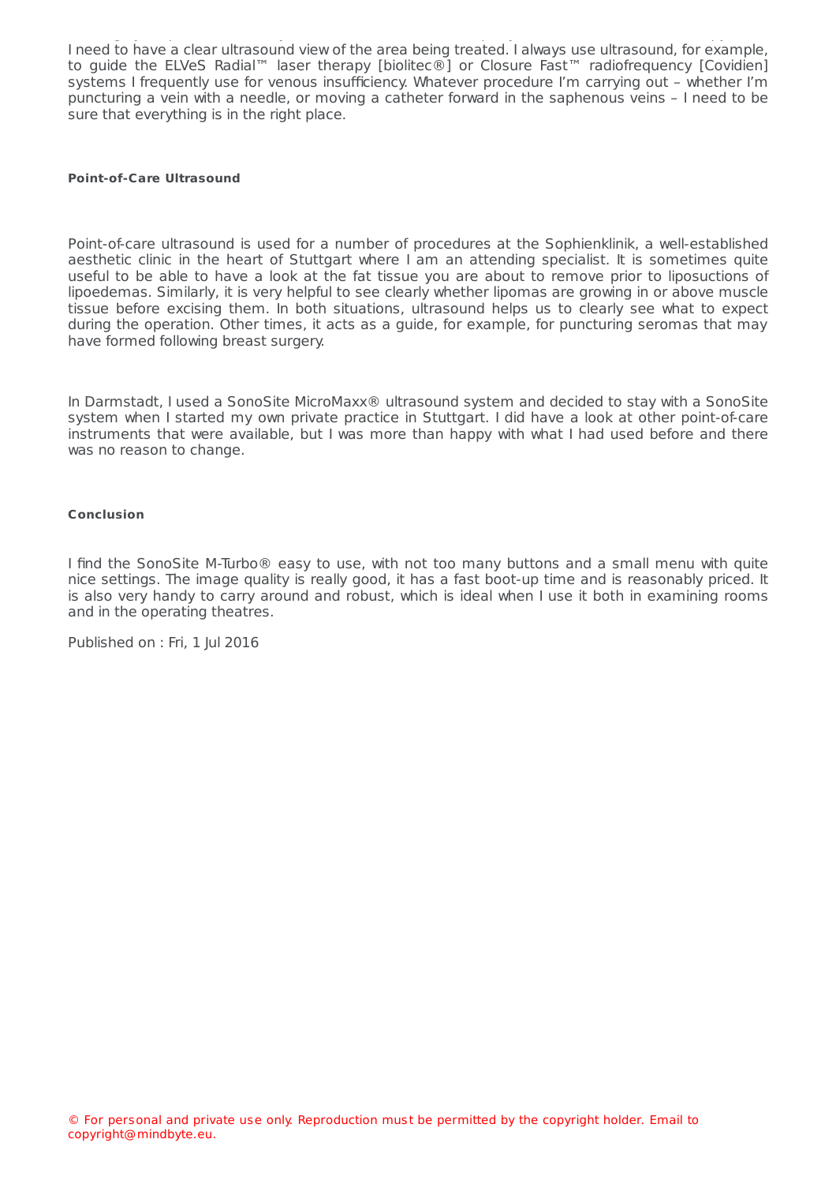I need to have a clear ultrasound view of the area being treated. I always use ultrasound, for example, to guide the ELVeS Radial™ laser therapy [biolitec®] or Closure Fast™ radiofrequency [Covidien] systems I frequently use for venous insufficiency. Whatever procedure I'm carrying out – whether I'm puncturing a vein with a needle, or moving a catheter forward in the saphenous veins – I need to be sure that everything is in the right place.

**Point-of-Care Ultrasound**

Point-of-care ultrasound is used for a number of procedures at the Sophienklinik, a well-established aesthetic clinic in the heart of Stuttgart where I am an attending specialist. It is sometimes quite useful to be able to have a look at the fat tissue you are about to remove prior to liposuctions of lipoedemas. Similarly, it is very helpful to see clearly whether lipomas are growing in or above muscle tissue before excising them. In both situations, ultrasound helps us to clearly see what to expect during the operation. Other times, it acts as a guide, for example, for puncturing seromas that may have formed following breast surgery.

In Darmstadt, I used a SonoSite MicroMaxx® ultrasound system and decided to stay with a SonoSite system when I started my own private practice in Stuttgart. I did have a look at other point-of-care instruments that were available, but I was more than happy with what I had used before and there was no reason to change.

**Conclusion**

I find the SonoSite M-Turbo® easy to use, with not too many buttons and a small menu with quite nice settings. The image quality is really good, it has a fast boot-up time and is reasonably priced. It is also very handy to carry around and robust, which is ideal when I use it both in examining rooms and in the operating theatres.

Published on : Fri, 1 Jul 2016

© For personal and private use only. Reproduction must be permitted by the copyright holder. Email to copyright@mindbyte.eu.